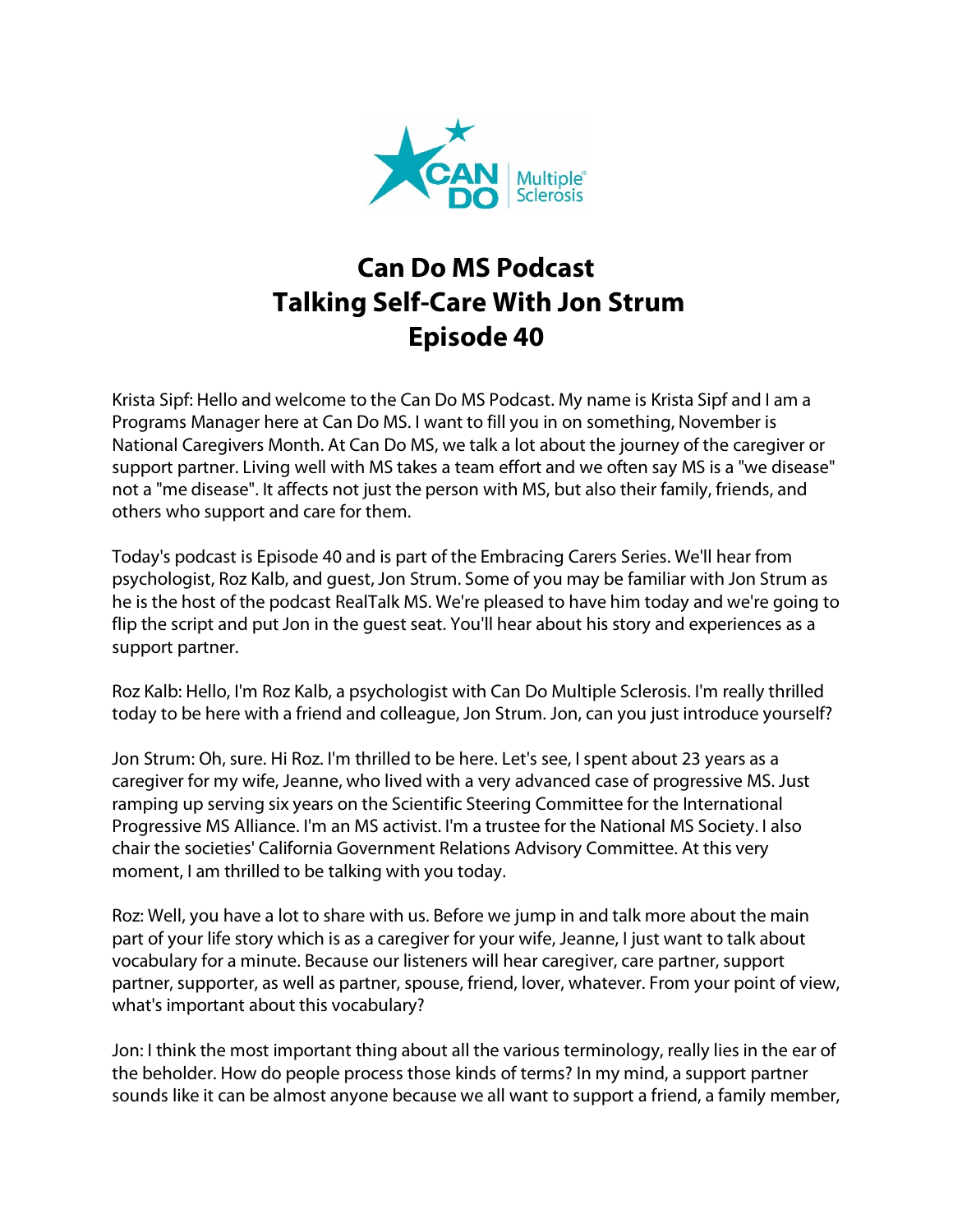# Can Do MS Podcast
# Talking Self-Care With Jon Strum
# Episode 40

Krista Sipf: Hello and welcome to the Can Do MS Podcast. My name is Krista Sipf and I am a Programs Manager here at Can Do MS. I want to fill you in on something, November is National Caregivers Month. At Can Do MS, we talk a lot about the journey of the caregiver or support partner. Living well with MS takes a team effort and we often say MS is a "we disease" not a "me disease". It affects not just the person with MS, but also their family, friends, and others who support and care for them.

Today's podcast is Episode 40 and is part of the Embracing Carers Series. We'll hear from psychologist, Roz Kalb, and guest, Jon Strum. Some of you may be familiar with Jon Strum as he is the host of the podcast RealTalk MS. We're pleased to have him today and we're going to flip the script and put Jon in the guest seat. You'll hear about his story and experiences as a support partner.

Roz Kalb: Hello, I'm Roz Kalb, a psychologist with Can Do Multiple Sclerosis. I'm really thrilled today to be here with a friend and colleague, Jon Strum. Jon, can you just introduce yourself?

Jon Strum: Oh, sure. Hi Roz. I'm thrilled to be here. Let's see, I spent about 23 years as a caregiver for my wife, Jeanne, who lived with a very advanced case of progressive MS. Just ramping up serving six years on the Scientific Steering Committee for the International Progressive MS Alliance. I'm an MS activist. I'm a trustee for the National MS Society. I also chair the societies' California Government Relations Advisory Committee. At this very moment, I am thrilled to be talking with you today.

Roz: Well, you have a lot to share with us. Before we jump in and talk more about the main part of your life story which is as a caregiver for your wife, Jeanne, I just want to talk about vocabulary for a minute. Because our listeners will hear caregiver, care partner, support partner, supporter, as well as partner, spouse, friend, lover, whatever. From your point of view, what's important about this vocabulary?

Jon: I think the most important thing about all the various terminology, really lies in the ear of the beholder. How do people process those kinds of terms? In my mind, a support partner sounds like it can be almost anyone because we all want to support a friend, a family member,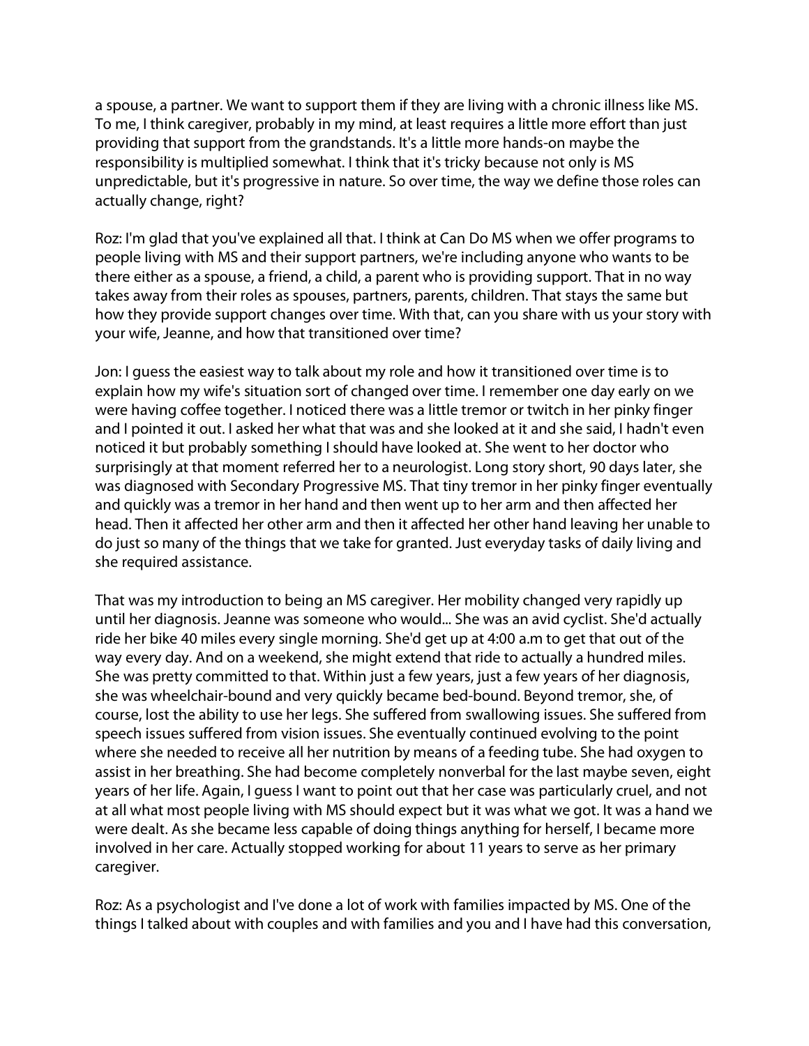a spouse, a partner. We want to support them if they are living with a chronic illness like MS. To me, I think caregiver, probably in my mind, at least requires a little more effort than just providing that support from the grandstands. It's a little more hands-on maybe the responsibility is multiplied somewhat. I think that it's tricky because not only is MS unpredictable, but it's progressive in nature. So over time, the way we define those roles can actually change, right?

Roz: I'm glad that you've explained all that. I think at Can Do MS when we offer programs to people living with MS and their support partners, we're including anyone who wants to be there either as a spouse, a friend, a child, a parent who is providing support. That in no way takes away from their roles as spouses, partners, parents, children. That stays the same but how they provide support changes over time. With that, can you share with us your story with your wife, Jeanne, and how that transitioned over time?

Jon: I guess the easiest way to talk about my role and how it transitioned over time is to explain how my wife's situation sort of changed over time. I remember one day early on we were having coffee together. I noticed there was a little tremor or twitch in her pinky finger and I pointed it out. I asked her what that was and she looked at it and she said, I hadn't even noticed it but probably something I should have looked at. She went to her doctor who surprisingly at that moment referred her to a neurologist. Long story short, 90 days later, she was diagnosed with Secondary Progressive MS. That tiny tremor in her pinky finger eventually and quickly was a tremor in her hand and then went up to her arm and then affected her head. Then it affected her other arm and then it affected her other hand leaving her unable to do just so many of the things that we take for granted. Just everyday tasks of daily living and she required assistance.

That was my introduction to being an MS caregiver. Her mobility changed very rapidly up until her diagnosis. Jeanne was someone who would... She was an avid cyclist. She'd actually ride her bike 40 miles every single morning. She'd get up at 4:00 a.m to get that out of the way every day. And on a weekend, she might extend that ride to actually a hundred miles. She was pretty committed to that. Within just a few years, just a few years of her diagnosis, she was wheelchair-bound and very quickly became bed-bound. Beyond tremor, she, of course, lost the ability to use her legs. She suffered from swallowing issues. She suffered from speech issues suffered from vision issues. She eventually continued evolving to the point where she needed to receive all her nutrition by means of a feeding tube. She had oxygen to assist in her breathing. She had become completely nonverbal for the last maybe seven, eight years of her life. Again, I guess I want to point out that her case was particularly cruel, and not at all what most people living with MS should expect but it was what we got. It was a hand we were dealt. As she became less capable of doing things anything for herself, I became more involved in her care. Actually stopped working for about 11 years to serve as her primary caregiver.

Roz: As a psychologist and I've done a lot of work with families impacted by MS. One of the things I talked about with couples and with families and you and I have had this conversation,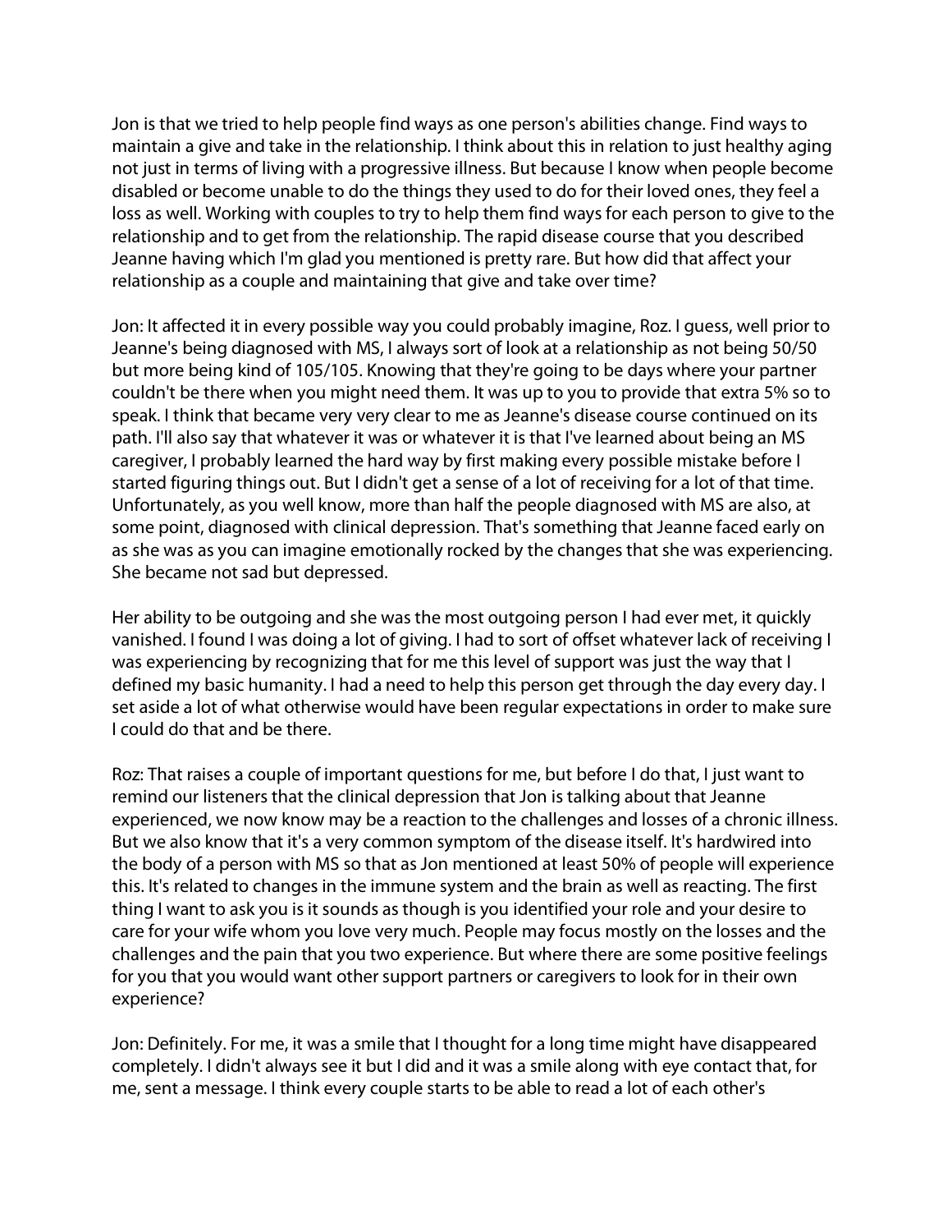Jon is that we tried to help people find ways as one person's abilities change. Find ways to maintain a give and take in the relationship. I think about this in relation to just healthy aging not just in terms of living with a progressive illness. But because I know when people become disabled or become unable to do the things they used to do for their loved ones, they feel a loss as well. Working with couples to try to help them find ways for each person to give to the relationship and to get from the relationship. The rapid disease course that you described Jeanne having which I'm glad you mentioned is pretty rare. But how did that affect your relationship as a couple and maintaining that give and take over time?

Jon: It affected it in every possible way you could probably imagine, Roz. I guess, well prior to Jeanne's being diagnosed with MS, I always sort of look at a relationship as not being 50/50 but more being kind of 105/105. Knowing that they're going to be days where your partner couldn't be there when you might need them. It was up to you to provide that extra 5% so to speak. I think that became very very clear to me as Jeanne's disease course continued on its path. I'll also say that whatever it was or whatever it is that I've learned about being an MS caregiver, I probably learned the hard way by first making every possible mistake before I started figuring things out. But I didn't get a sense of a lot of receiving for a lot of that time. Unfortunately, as you well know, more than half the people diagnosed with MS are also, at some point, diagnosed with clinical depression. That's something that Jeanne faced early on as she was as you can imagine emotionally rocked by the changes that she was experiencing. She became not sad but depressed.

Her ability to be outgoing and she was the most outgoing person I had ever met, it quickly vanished. I found I was doing a lot of giving. I had to sort of offset whatever lack of receiving I was experiencing by recognizing that for me this level of support was just the way that I defined my basic humanity. I had a need to help this person get through the day every day. I set aside a lot of what otherwise would have been regular expectations in order to make sure I could do that and be there.

Roz: That raises a couple of important questions for me, but before I do that, I just want to remind our listeners that the clinical depression that Jon is talking about that Jeanne experienced, we now know may be a reaction to the challenges and losses of a chronic illness. But we also know that it's a very common symptom of the disease itself. It's hardwired into the body of a person with MS so that as Jon mentioned at least 50% of people will experience this. It's related to changes in the immune system and the brain as well as reacting. The first thing I want to ask you is it sounds as though is you identified your role and your desire to care for your wife whom you love very much. People may focus mostly on the losses and the challenges and the pain that you two experience. But where there are some positive feelings for you that you would want other support partners or caregivers to look for in their own experience?

Jon: Definitely. For me, it was a smile that I thought for a long time might have disappeared completely. I didn't always see it but I did and it was a smile along with eye contact that, for me, sent a message. I think every couple starts to be able to read a lot of each other's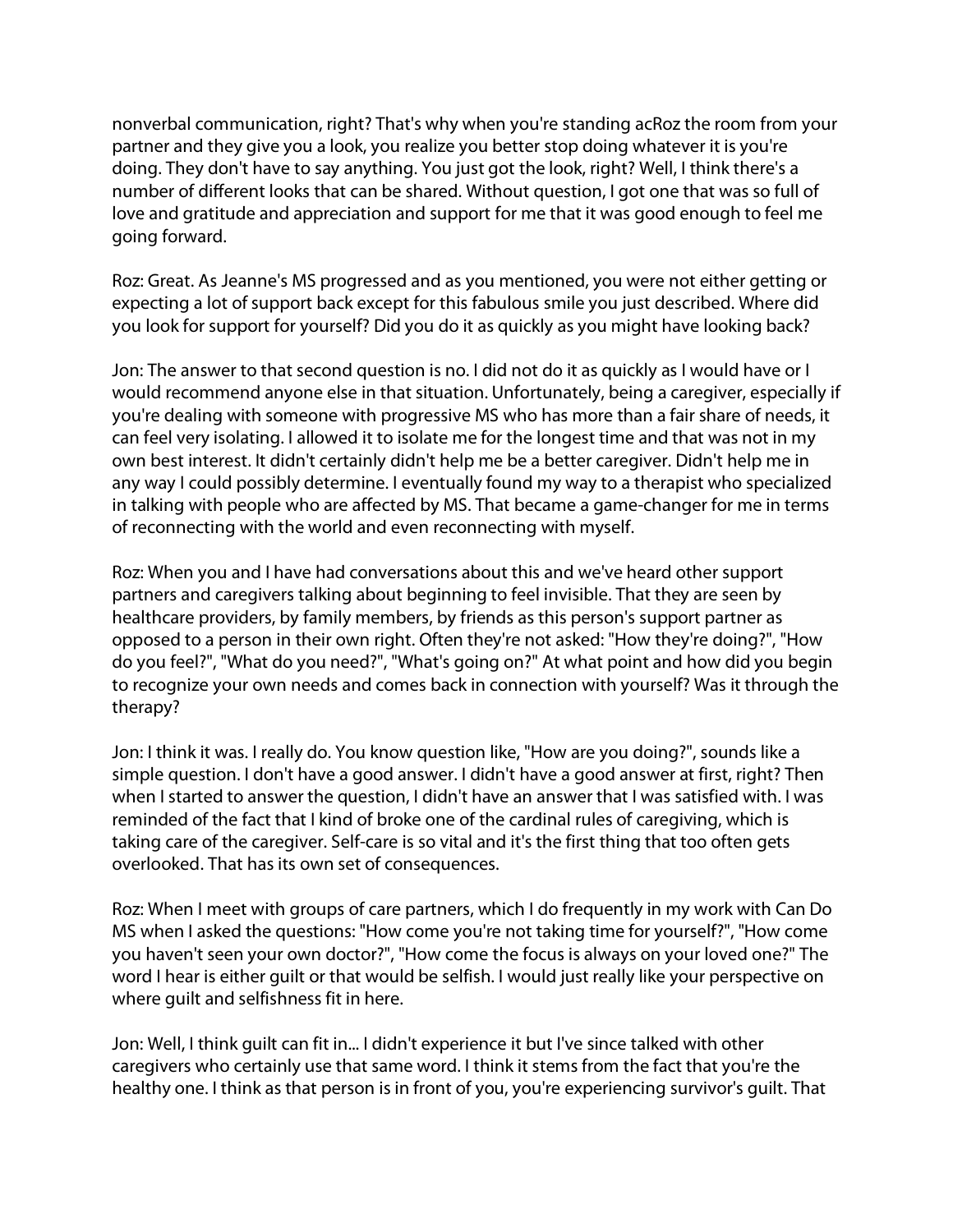nonverbal communication, right? That's why when you're standing acRoz the room from your partner and they give you a look, you realize you better stop doing whatever it is you're doing. They don't have to say anything. You just got the look, right? Well, I think there's a number of different looks that can be shared. Without question, I got one that was so full of love and gratitude and appreciation and support for me that it was good enough to feel me going forward.

Roz: Great. As Jeanne's MS progressed and as you mentioned, you were not either getting or expecting a lot of support back except for this fabulous smile you just described. Where did you look for support for yourself? Did you do it as quickly as you might have looking back?

Jon: The answer to that second question is no. I did not do it as quickly as I would have or I would recommend anyone else in that situation. Unfortunately, being a caregiver, especially if you're dealing with someone with progressive MS who has more than a fair share of needs, it can feel very isolating. I allowed it to isolate me for the longest time and that was not in my own best interest. It didn't certainly didn't help me be a better caregiver. Didn't help me in any way I could possibly determine. I eventually found my way to a therapist who specialized in talking with people who are affected by MS. That became a game-changer for me in terms of reconnecting with the world and even reconnecting with myself.

Roz: When you and I have had conversations about this and we've heard other support partners and caregivers talking about beginning to feel invisible. That they are seen by healthcare providers, by family members, by friends as this person's support partner as opposed to a person in their own right. Often they're not asked: "How they're doing?", "How do you feel?", "What do you need?", "What's going on?" At what point and how did you begin to recognize your own needs and comes back in connection with yourself? Was it through the therapy?

Jon: I think it was. I really do. You know question like, "How are you doing?", sounds like a simple question. I don't have a good answer. I didn't have a good answer at first, right? Then when I started to answer the question, I didn't have an answer that I was satisfied with. I was reminded of the fact that I kind of broke one of the cardinal rules of caregiving, which is taking care of the caregiver. Self-care is so vital and it's the first thing that too often gets overlooked. That has its own set of consequences.

Roz: When I meet with groups of care partners, which I do frequently in my work with Can Do MS when I asked the questions: "How come you're not taking time for yourself?", "How come you haven't seen your own doctor?", "How come the focus is always on your loved one?" The word I hear is either guilt or that would be selfish. I would just really like your perspective on where guilt and selfishness fit in here.

Jon: Well, I think guilt can fit in... I didn't experience it but I've since talked with other caregivers who certainly use that same word. I think it stems from the fact that you're the healthy one. I think as that person is in front of you, you're experiencing survivor's guilt. That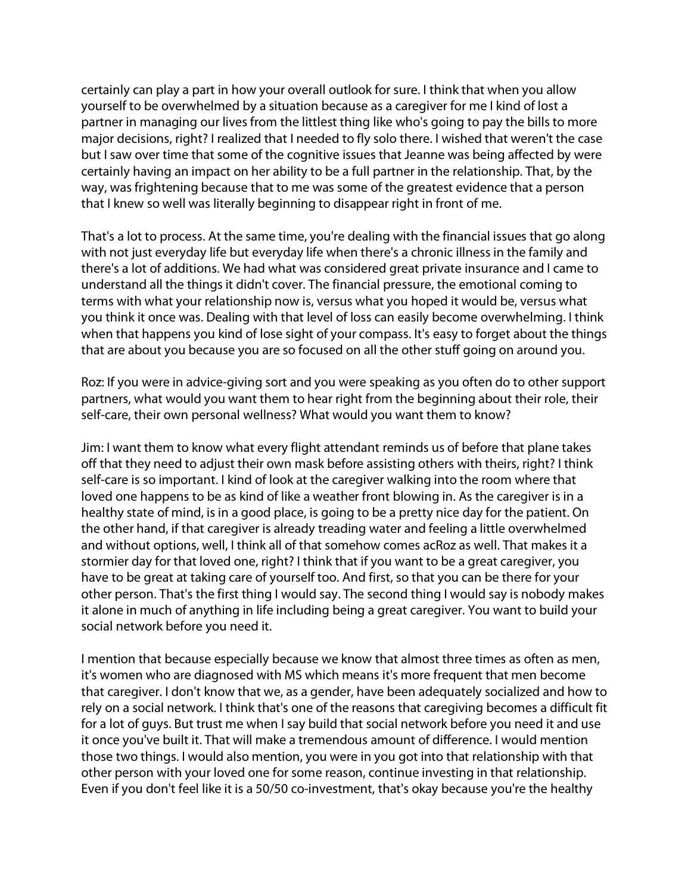certainly can play a part in how your overall outlook for sure. I think that when you allow yourself to be overwhelmed by a situation because as a caregiver for me I kind of lost a partner in managing our lives from the littlest thing like who's going to pay the bills to more major decisions, right? I realized that I needed to fly solo there. I wished that weren't the case but I saw over time that some of the cognitive issues that Jeanne was being affected by were certainly having an impact on her ability to be a full partner in the relationship. That, by the way, was frightening because that to me was some of the greatest evidence that a person that I knew so well was literally beginning to disappear right in front of me.

That's a lot to process. At the same time, you're dealing with the financial issues that go along with not just everyday life but everyday life when there's a chronic illness in the family and there's a lot of additions. We had what was considered great private insurance and I came to understand all the things it didn't cover. The financial pressure, the emotional coming to terms with what your relationship now is, versus what you hoped it would be, versus what you think it once was. Dealing with that level of loss can easily become overwhelming. I think when that happens you kind of lose sight of your compass. It's easy to forget about the things that are about you because you are so focused on all the other stuff going on around you.

Roz: If you were in advice-giving sort and you were speaking as you often do to other support partners, what would you want them to hear right from the beginning about their role, their self-care, their own personal wellness? What would you want them to know?

Jim: I want them to know what every flight attendant reminds us of before that plane takes off that they need to adjust their own mask before assisting others with theirs, right? I think self-care is so important. I kind of look at the caregiver walking into the room where that loved one happens to be as kind of like a weather front blowing in. As the caregiver is in a healthy state of mind, is in a good place, is going to be a pretty nice day for the patient. On the other hand, if that caregiver is already treading water and feeling a little overwhelmed and without options, well, I think all of that somehow comes acRoz as well. That makes it a stormier day for that loved one, right? I think that if you want to be a great caregiver, you have to be great at taking care of yourself too. And first, so that you can be there for your other person. That's the first thing I would say. The second thing I would say is nobody makes it alone in much of anything in life including being a great caregiver. You want to build your social network before you need it.

I mention that because especially because we know that almost three times as often as men, it's women who are diagnosed with MS which means it's more frequent that men become that caregiver. I don't know that we, as a gender, have been adequately socialized and how to rely on a social network. I think that's one of the reasons that caregiving becomes a difficult fit for a lot of guys. But trust me when I say build that social network before you need it and use it once you've built it. That will make a tremendous amount of difference. I would mention those two things. I would also mention, you were in you got into that relationship with that other person with your loved one for some reason, continue investing in that relationship. Even if you don't feel like it is a 50/50 co-investment, that's okay because you're the healthy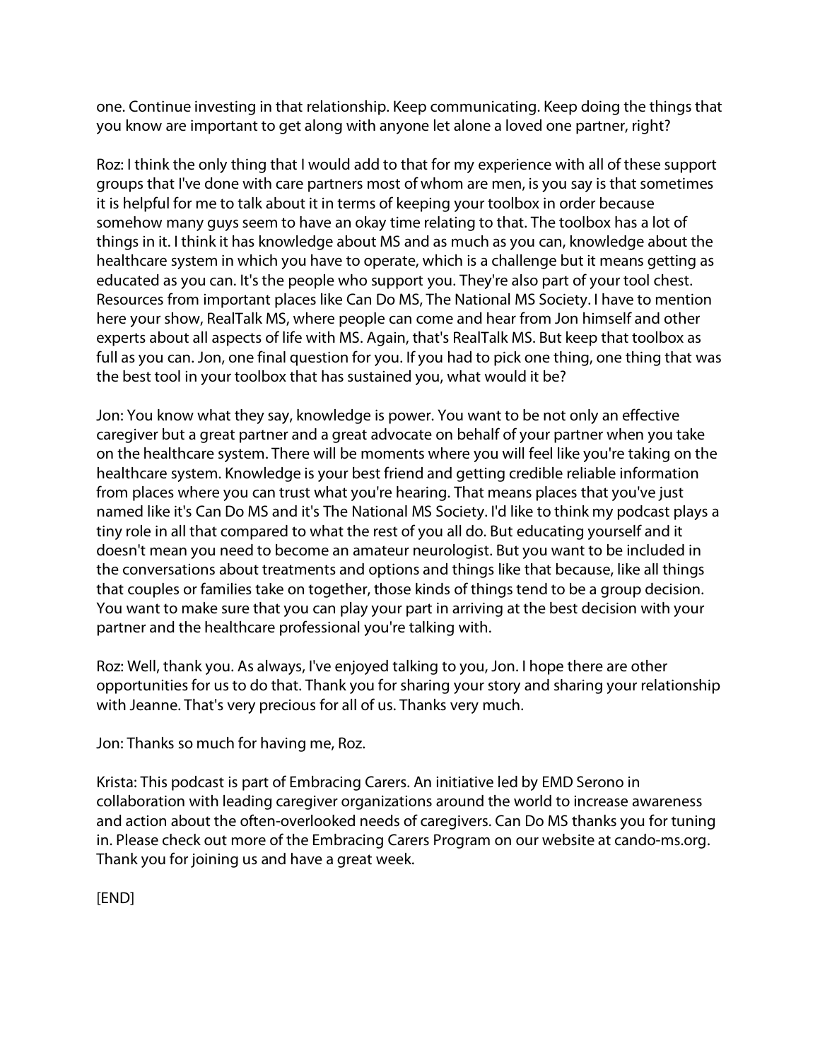one. Continue investing in that relationship. Keep communicating. Keep doing the things that you know are important to get along with anyone let alone a loved one partner, right?

Roz: I think the only thing that I would add to that for my experience with all of these support groups that I've done with care partners most of whom are men, is you say is that sometimes it is helpful for me to talk about it in terms of keeping your toolbox in order because somehow many guys seem to have an okay time relating to that. The toolbox has a lot of things in it. I think it has knowledge about MS and as much as you can, knowledge about the healthcare system in which you have to operate, which is a challenge but it means getting as educated as you can. It's the people who support you. They're also part of your tool chest. Resources from important places like Can Do MS, The National MS Society. I have to mention here your show, RealTalk MS, where people can come and hear from Jon himself and other experts about all aspects of life with MS. Again, that's RealTalk MS. But keep that toolbox as full as you can. Jon, one final question for you. If you had to pick one thing, one thing that was the best tool in your toolbox that has sustained you, what would it be?

Jon: You know what they say, knowledge is power. You want to be not only an effective caregiver but a great partner and a great advocate on behalf of your partner when you take on the healthcare system. There will be moments where you will feel like you're taking on the healthcare system. Knowledge is your best friend and getting credible reliable information from places where you can trust what you're hearing. That means places that you've just named like it's Can Do MS and it's The National MS Society. I'd like to think my podcast plays a tiny role in all that compared to what the rest of you all do. But educating yourself and it doesn't mean you need to become an amateur neurologist. But you want to be included in the conversations about treatments and options and things like that because, like all things that couples or families take on together, those kinds of things tend to be a group decision. You want to make sure that you can play your part in arriving at the best decision with your partner and the healthcare professional you're talking with.

Roz: Well, thank you. As always, I've enjoyed talking to you, Jon. I hope there are other opportunities for us to do that. Thank you for sharing your story and sharing your relationship with Jeanne. That's very precious for all of us. Thanks very much.

Jon: Thanks so much for having me, Roz.

Krista: This podcast is part of Embracing Carers. An initiative led by EMD Serono in collaboration with leading caregiver organizations around the world to increase awareness and action about the often-overlooked needs of caregivers. Can Do MS thanks you for tuning in. Please check out more of the Embracing Carers Program on our website at cando-ms.org. Thank you for joining us and have a great week.

[END]